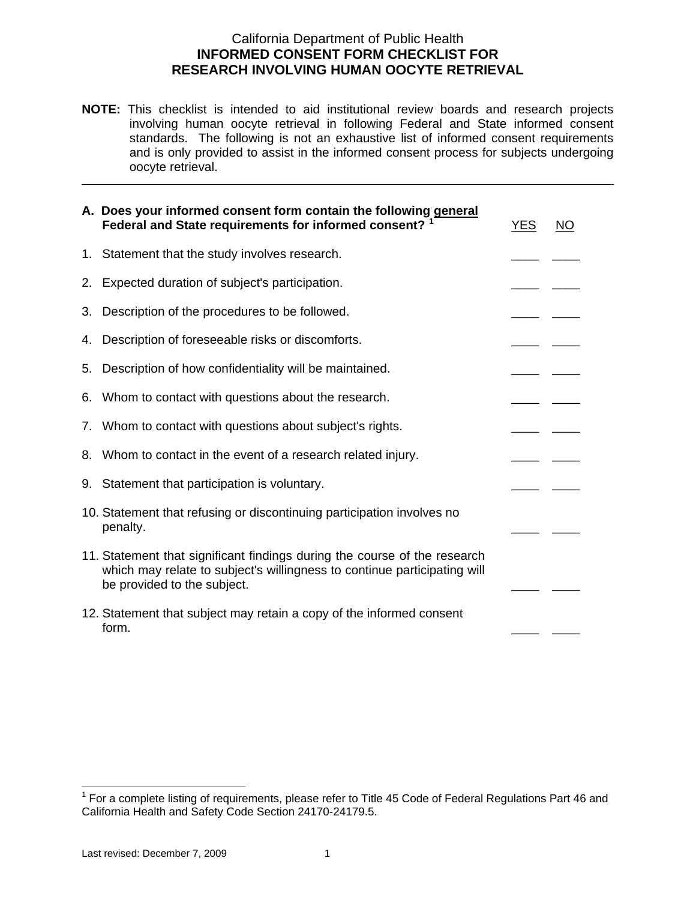California Department of Public Health
**INFORMED CONSENT FORM CHECKLIST FOR RESEARCH INVOLVING HUMAN OOCYTE RETRIEVAL**

**NOTE:** This checklist is intended to aid institutional review boards and research projects involving human oocyte retrieval in following Federal and State informed consent standards. The following is not an exhaustive list of informed consent requirements and is only provided to assist in the informed consent process for subjects undergoing oocyte retrieval.

---

| **A. Does your informed consent form contain the following general Federal and State requirements for informed consent?** [1] | YES | NO |
|---|---|---|
| 1. Statement that the study involves research. | ____ | ____ |
| 2. Expected duration of subject's participation. | ____ | ____ |
| 3. Description of the procedures to be followed. | ____ | ____ |
| 4. Description of foreseeable risks or discomforts. | ____ | ____ |
| 5. Description of how confidentiality will be maintained. | ____ | ____ |
| 6. Whom to contact with questions about the research. | ____ | ____ |
| 7. Whom to contact with questions about subject's rights. | ____ | ____ |
| 8. Whom to contact in the event of a research related injury. | ____ | ____ |
| 9. Statement that participation is voluntary. | ____ | ____ |
| 10. Statement that refusing or discontinuing participation involves no penalty. | ____ | ____ |
| 11. Statement that significant findings during the course of the research which may relate to subject's willingness to continue participating will be provided to the subject. | ____ | ____ |
| 12. Statement that subject may retain a copy of the informed consent form. | ____ | ____ |

[1] For a complete listing of requirements, please refer to Title 45 Code of Federal Regulations Part 46 and California Health and Safety Code Section 24170-24179.5.

Last revised: December 7, 2009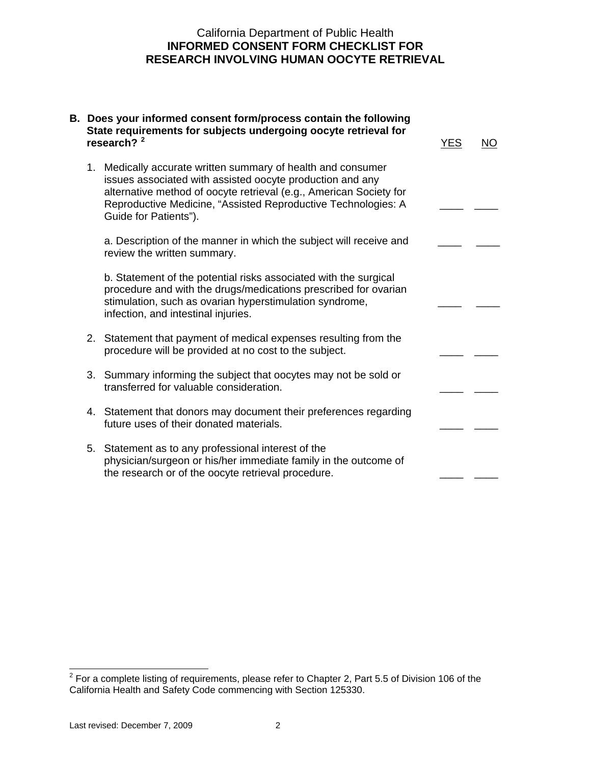California Department of Public Health
**INFORMED CONSENT FORM CHECKLIST FOR RESEARCH INVOLVING HUMAN OOCYTE RETRIEVAL**

| **B. Does your informed consent form/process contain the following State requirements for subjects undergoing oocyte retrieval for research?** [2] | YES | NO |
|---|---|---|
| 1. Medically accurate written summary of health and consumer issues associated with assisted oocyte production and any alternative method of oocyte retrieval (e.g., American Society for Reproductive Medicine, "Assisted Reproductive Technologies: A Guide for Patients"). | ____ | ____ |
| a. Description of the manner in which the subject will receive and review the written summary. | ____ | ____ |
| b. Statement of the potential risks associated with the surgical procedure and with the drugs/medications prescribed for ovarian stimulation, such as ovarian hyperstimulation syndrome, infection, and intestinal injuries. | ____ | ____ |
| 2. Statement that payment of medical expenses resulting from the procedure will be provided at no cost to the subject. | ____ | ____ |
| 3. Summary informing the subject that oocytes may not be sold or transferred for valuable consideration. | ____ | ____ |
| 4. Statement that donors may document their preferences regarding future uses of their donated materials. | ____ | ____ |
| 5. Statement as to any professional interest of the physician/surgeon or his/her immediate family in the outcome of the research or of the oocyte retrieval procedure. | ____ | ____ |

[2] For a complete listing of requirements, please refer to Chapter 2, Part 5.5 of Division 106 of the California Health and Safety Code commencing with Section 125330.

Last revised: December 7, 2009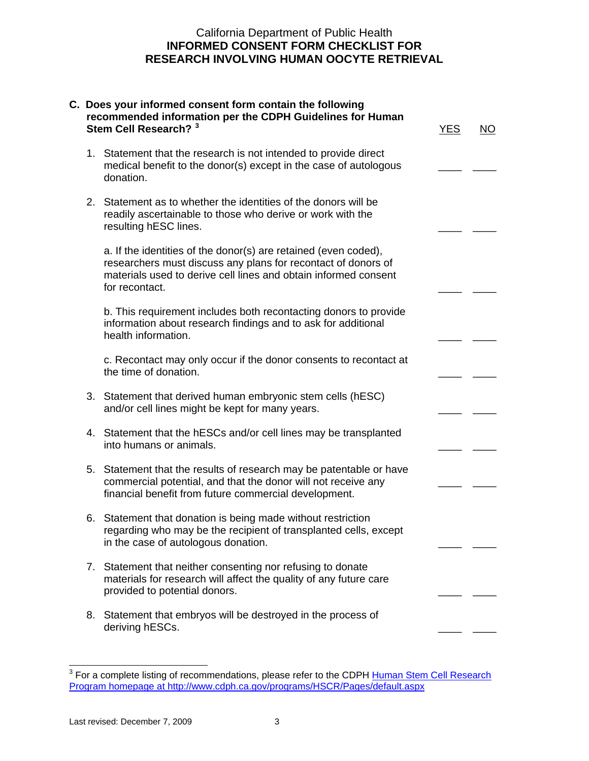California Department of Public Health
**INFORMED CONSENT FORM CHECKLIST FOR RESEARCH INVOLVING HUMAN OOCYTE RETRIEVAL**

| **C. Does your informed consent form contain the following recommended information per the CDPH Guidelines for Human Stem Cell Research?** [3] | YES | NO |
|---|---|---|
| 1. Statement that the research is not intended to provide direct medical benefit to the donor(s) except in the case of autologous donation. | ____ | ____ |
| 2. Statement as to whether the identities of the donors will be readily ascertainable to those who derive or work with the resulting hESC lines. | ____ | ____ |
| a. If the identities of the donor(s) are retained (even coded), researchers must discuss any plans for recontact of donors of materials used to derive cell lines and obtain informed consent for recontact. | ____ | ____ |
| b. This requirement includes both recontacting donors to provide information about research findings and to ask for additional health information. | ____ | ____ |
| c. Recontact may only occur if the donor consents to recontact at the time of donation. | ____ | ____ |
| 3. Statement that derived human embryonic stem cells (hESC) and/or cell lines might be kept for many years. | ____ | ____ |
| 4. Statement that the hESCs and/or cell lines may be transplanted into humans or animals. | ____ | ____ |
| 5. Statement that the results of research may be patentable or have commercial potential, and that the donor will not receive any financial benefit from future commercial development. | ____ | ____ |
| 6. Statement that donation is being made without restriction regarding who may be the recipient of transplanted cells, except in the case of autologous donation. | ____ | ____ |
| 7. Statement that neither consenting nor refusing to donate materials for research will affect the quality of any future care provided to potential donors. | ____ | ____ |
| 8. Statement that embryos will be destroyed in the process of deriving hESCs. | ____ | ____ |

[3] For a complete listing of recommendations, please refer to the CDPH Human Stem Cell Research Program homepage at http://www.cdph.ca.gov/programs/HSCR/Pages/default.aspx

Last revised: December 7, 2009